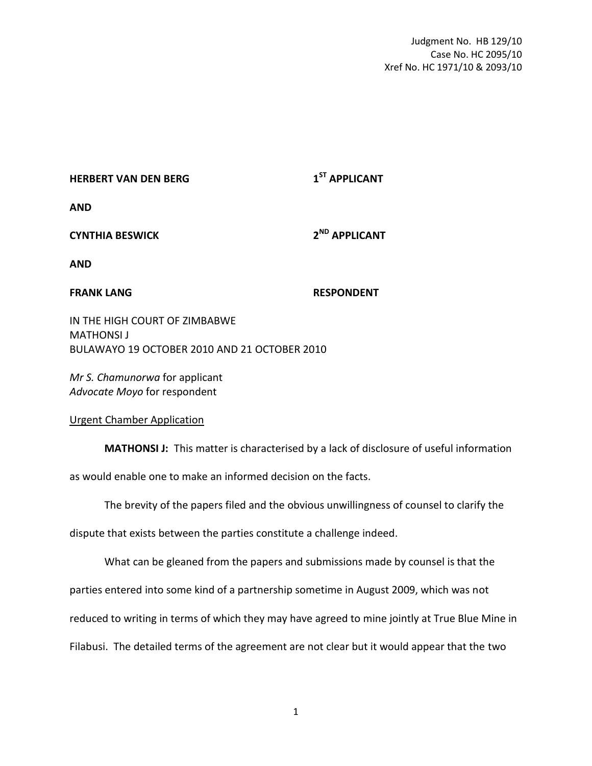Judgment No. HB 129/10
Case No. HC 2095/10
Xref No. HC 1971/10 & 2093/10

**HERBERT VAN DEN BERG** **1ST APPLICANT**

**AND**

**CYNTHIA BESWICK** **2ND APPLICANT**

**AND**

**FRANK LANG** **RESPONDENT**

IN THE HIGH COURT OF ZIMBABWE
MATHONSI J
BULAWAYO 19 OCTOBER 2010 AND 21 OCTOBER 2010

*Mr S. Chamunorwa* for applicant
*Advocate Moyo* for respondent

Urgent Chamber Application

**MATHONSI J:** This matter is characterised by a lack of disclosure of useful information as would enable one to make an informed decision on the facts.

The brevity of the papers filed and the obvious unwillingness of counsel to clarify the dispute that exists between the parties constitute a challenge indeed.

What can be gleaned from the papers and submissions made by counsel is that the parties entered into some kind of a partnership sometime in August 2009, which was not reduced to writing in terms of which they may have agreed to mine jointly at True Blue Mine in Filabusi. The detailed terms of the agreement are not clear but it would appear that the two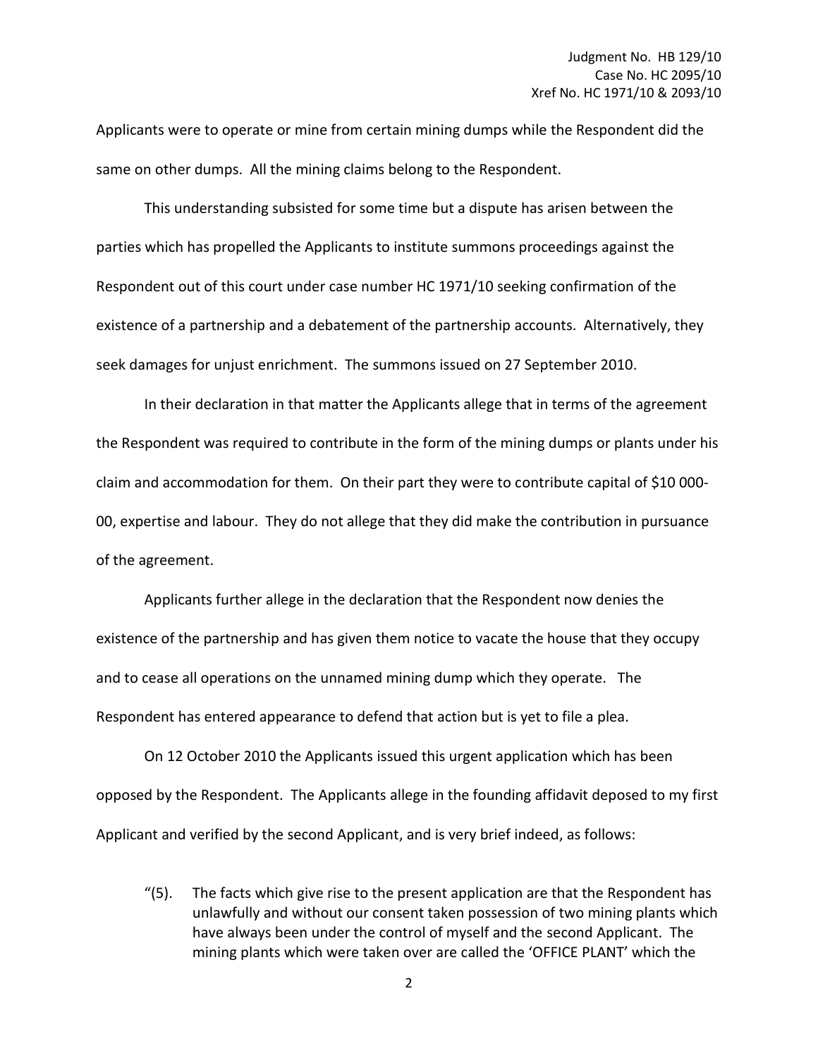Applicants were to operate or mine from certain mining dumps while the Respondent did the same on other dumps. All the mining claims belong to the Respondent.

This understanding subsisted for some time but a dispute has arisen between the parties which has propelled the Applicants to institute summons proceedings against the Respondent out of this court under case number HC 1971/10 seeking confirmation of the existence of a partnership and a debatement of the partnership accounts. Alternatively, they seek damages for unjust enrichment. The summons issued on 27 September 2010.

In their declaration in that matter the Applicants allege that in terms of the agreement the Respondent was required to contribute in the form of the mining dumps or plants under his claim and accommodation for them. On their part they were to contribute capital of $10 000-00, expertise and labour. They do not allege that they did make the contribution in pursuance of the agreement.

Applicants further allege in the declaration that the Respondent now denies the existence of the partnership and has given them notice to vacate the house that they occupy and to cease all operations on the unnamed mining dump which they operate. The Respondent has entered appearance to defend that action but is yet to file a plea.

On 12 October 2010 the Applicants issued this urgent application which has been opposed by the Respondent. The Applicants allege in the founding affidavit deposed to my first Applicant and verified by the second Applicant, and is very brief indeed, as follows:

> "(5). The facts which give rise to the present application are that the Respondent has unlawfully and without our consent taken possession of two mining plants which have always been under the control of myself and the second Applicant. The mining plants which were taken over are called the 'OFFICE PLANT' which the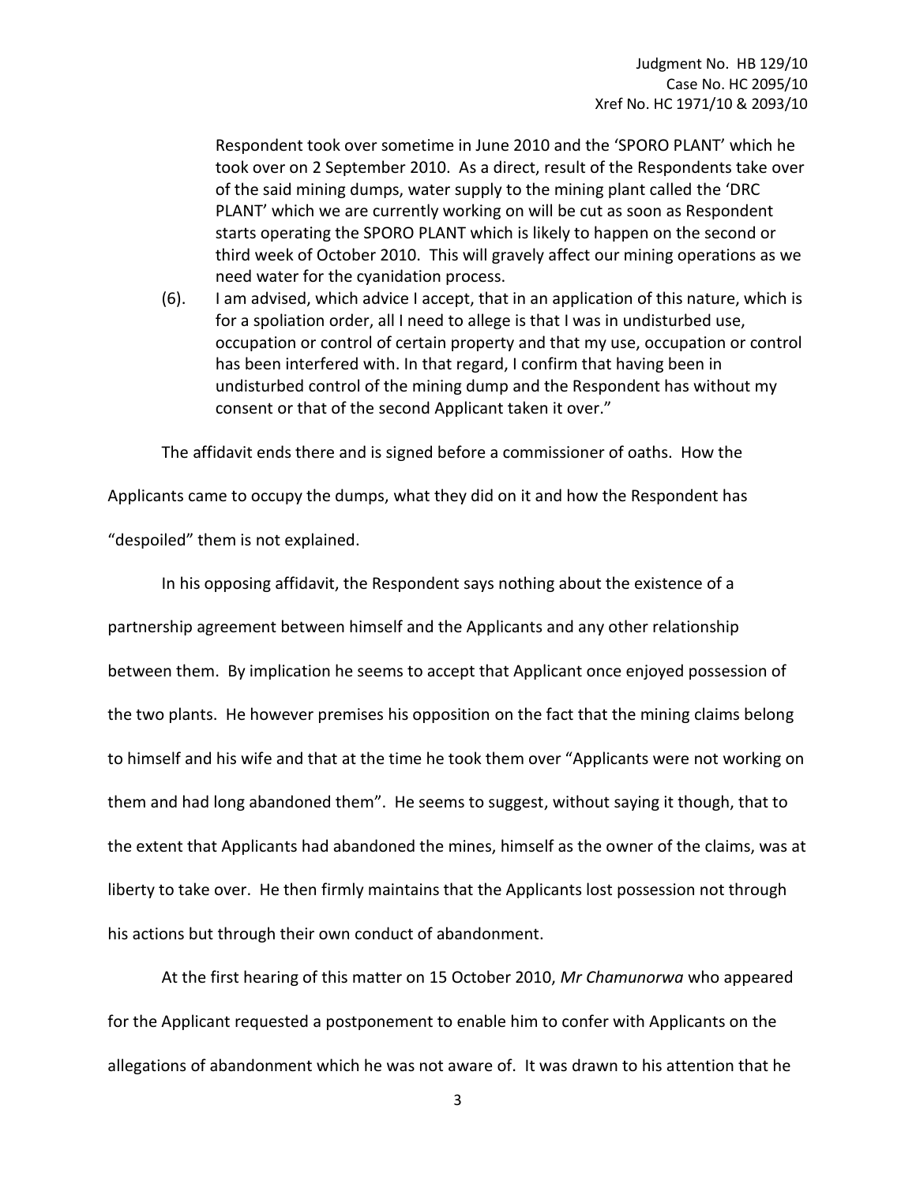Respondent took over sometime in June 2010 and the 'SPORO PLANT' which he took over on 2 September 2010. As a direct, result of the Respondents take over of the said mining dumps, water supply to the mining plant called the 'DRC PLANT' which we are currently working on will be cut as soon as Respondent starts operating the SPORO PLANT which is likely to happen on the second or third week of October 2010. This will gravely affect our mining operations as we need water for the cyanidation process.

(6). I am advised, which advice I accept, that in an application of this nature, which is for a spoliation order, all I need to allege is that I was in undisturbed use, occupation or control of certain property and that my use, occupation or control has been interfered with. In that regard, I confirm that having been in undisturbed control of the mining dump and the Respondent has without my consent or that of the second Applicant taken it over."

The affidavit ends there and is signed before a commissioner of oaths. How the Applicants came to occupy the dumps, what they did on it and how the Respondent has "despoiled" them is not explained.

In his opposing affidavit, the Respondent says nothing about the existence of a partnership agreement between himself and the Applicants and any other relationship between them. By implication he seems to accept that Applicant once enjoyed possession of the two plants. He however premises his opposition on the fact that the mining claims belong to himself and his wife and that at the time he took them over "Applicants were not working on them and had long abandoned them". He seems to suggest, without saying it though, that to the extent that Applicants had abandoned the mines, himself as the owner of the claims, was at liberty to take over. He then firmly maintains that the Applicants lost possession not through his actions but through their own conduct of abandonment.

At the first hearing of this matter on 15 October 2010, *Mr Chamunorwa* who appeared for the Applicant requested a postponement to enable him to confer with Applicants on the allegations of abandonment which he was not aware of. It was drawn to his attention that he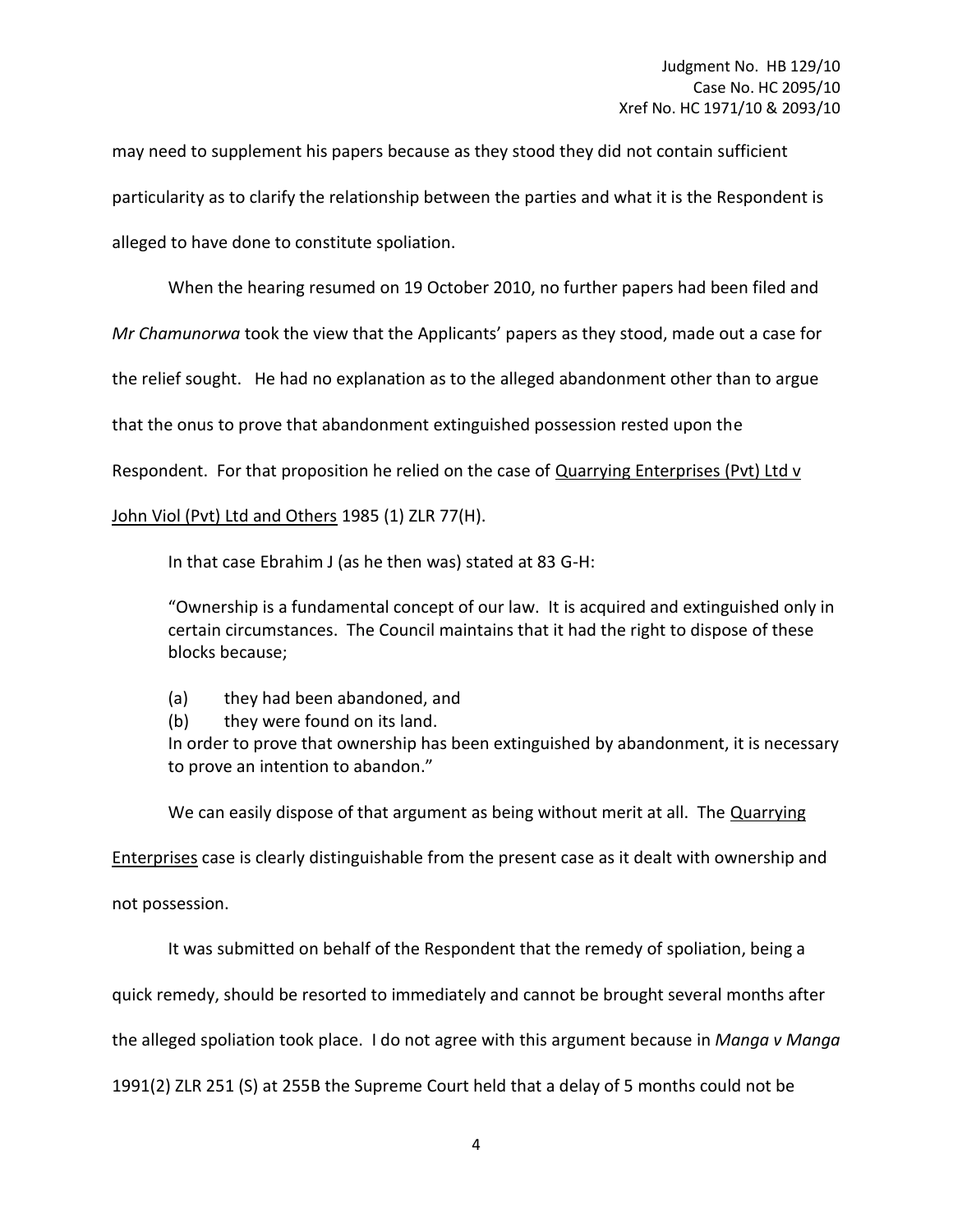may need to supplement his papers because as they stood they did not contain sufficient particularity as to clarify the relationship between the parties and what it is the Respondent is alleged to have done to constitute spoliation.

When the hearing resumed on 19 October 2010, no further papers had been filed and *Mr Chamunorwa* took the view that the Applicants' papers as they stood, made out a case for the relief sought. He had no explanation as to the alleged abandonment other than to argue that the onus to prove that abandonment extinguished possession rested upon the Respondent. For that proposition he relied on the case of Quarrying Enterprises (Pvt) Ltd v John Viol (Pvt) Ltd and Others 1985 (1) ZLR 77(H).

In that case Ebrahim J (as he then was) stated at 83 G-H:

> "Ownership is a fundamental concept of our law. It is acquired and extinguished only in certain circumstances. The Council maintains that it had the right to dispose of these blocks because;
>
> (a) they had been abandoned, and
> (b) they were found on its land.
>
> In order to prove that ownership has been extinguished by abandonment, it is necessary to prove an intention to abandon."

We can easily dispose of that argument as being without merit at all. The Quarrying Enterprises case is clearly distinguishable from the present case as it dealt with ownership and not possession.

It was submitted on behalf of the Respondent that the remedy of spoliation, being a quick remedy, should be resorted to immediately and cannot be brought several months after the alleged spoliation took place. I do not agree with this argument because in *Manga v Manga* 1991(2) ZLR 251 (S) at 255B the Supreme Court held that a delay of 5 months could not be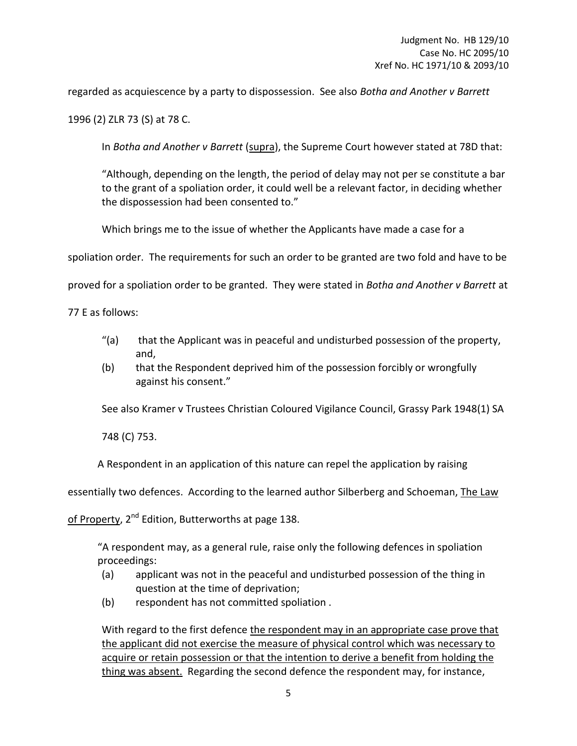regarded as acquiescence by a party to dispossession. See also *Botha and Another v Barrett* 1996 (2) ZLR 73 (S) at 78 C.

In *Botha and Another v Barrett* (supra), the Supreme Court however stated at 78D that:

> "Although, depending on the length, the period of delay may not per se constitute a bar to the grant of a spoliation order, it could well be a relevant factor, in deciding whether the dispossession had been consented to."

Which brings me to the issue of whether the Applicants have made a case for a spoliation order. The requirements for such an order to be granted are two fold and have to be proved for a spoliation order to be granted. They were stated in *Botha and Another v Barrett* at 77 E as follows:

> "(a) that the Applicant was in peaceful and undisturbed possession of the property, and,
>
> (b) that the Respondent deprived him of the possession forcibly or wrongfully against his consent."

See also Kramer v Trustees Christian Coloured Vigilance Council, Grassy Park 1948(1) SA 748 (C) 753.

A Respondent in an application of this nature can repel the application by raising essentially two defences. According to the learned author Silberberg and Schoeman, The Law of Property, 2nd Edition, Butterworths at page 138.

> "A respondent may, as a general rule, raise only the following defences in spoliation proceedings:
>
> (a) applicant was not in the peaceful and undisturbed possession of the thing in question at the time of deprivation;
>
> (b) respondent has not committed spoliation .
>
> With regard to the first defence the respondent may in an appropriate case prove that the applicant did not exercise the measure of physical control which was necessary to acquire or retain possession or that the intention to derive a benefit from holding the thing was absent. Regarding the second defence the respondent may, for instance,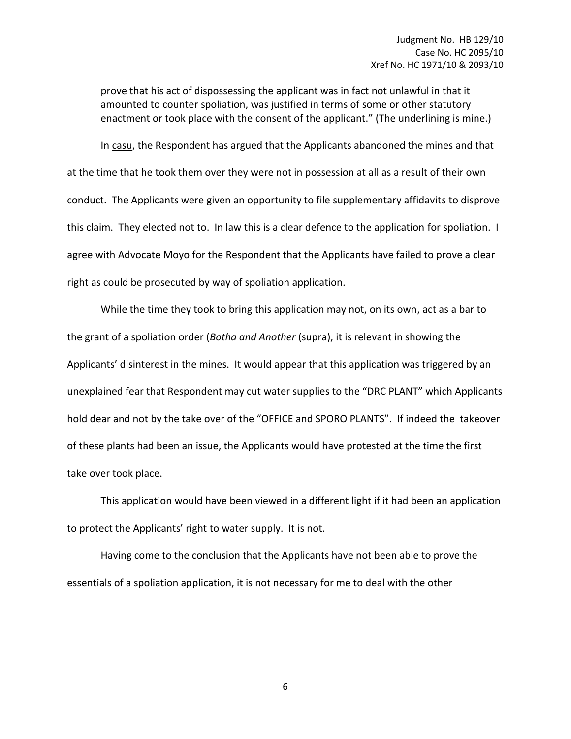prove that his act of dispossessing the applicant was in fact not unlawful in that it amounted to counter spoliation, was justified in terms of some or other statutory enactment or took place with the consent of the applicant." (The underlining is mine.)

In casu, the Respondent has argued that the Applicants abandoned the mines and that at the time that he took them over they were not in possession at all as a result of their own conduct. The Applicants were given an opportunity to file supplementary affidavits to disprove this claim. They elected not to. In law this is a clear defence to the application for spoliation. I agree with Advocate Moyo for the Respondent that the Applicants have failed to prove a clear right as could be prosecuted by way of spoliation application.

While the time they took to bring this application may not, on its own, act as a bar to the grant of a spoliation order (*Botha and Another* (supra), it is relevant in showing the Applicants' disinterest in the mines. It would appear that this application was triggered by an unexplained fear that Respondent may cut water supplies to the "DRC PLANT" which Applicants hold dear and not by the take over of the "OFFICE and SPORO PLANTS". If indeed the takeover of these plants had been an issue, the Applicants would have protested at the time the first take over took place.

This application would have been viewed in a different light if it had been an application to protect the Applicants' right to water supply. It is not.

Having come to the conclusion that the Applicants have not been able to prove the essentials of a spoliation application, it is not necessary for me to deal with the other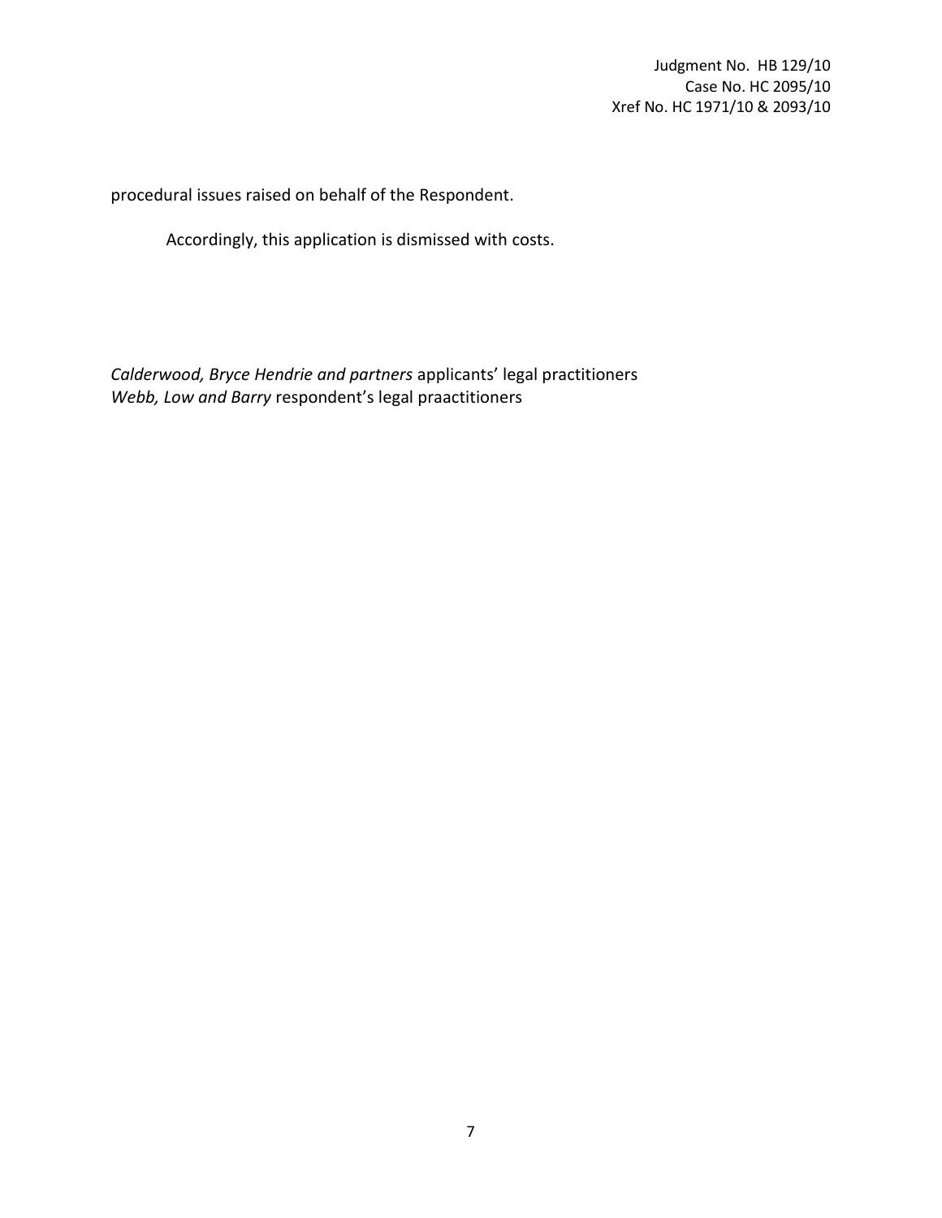procedural issues raised on behalf of the Respondent.

Accordingly, this application is dismissed with costs.

*Calderwood, Bryce Hendrie and partners* applicants' legal practitioners
*Webb, Low and Barry* respondent's legal praactitioners